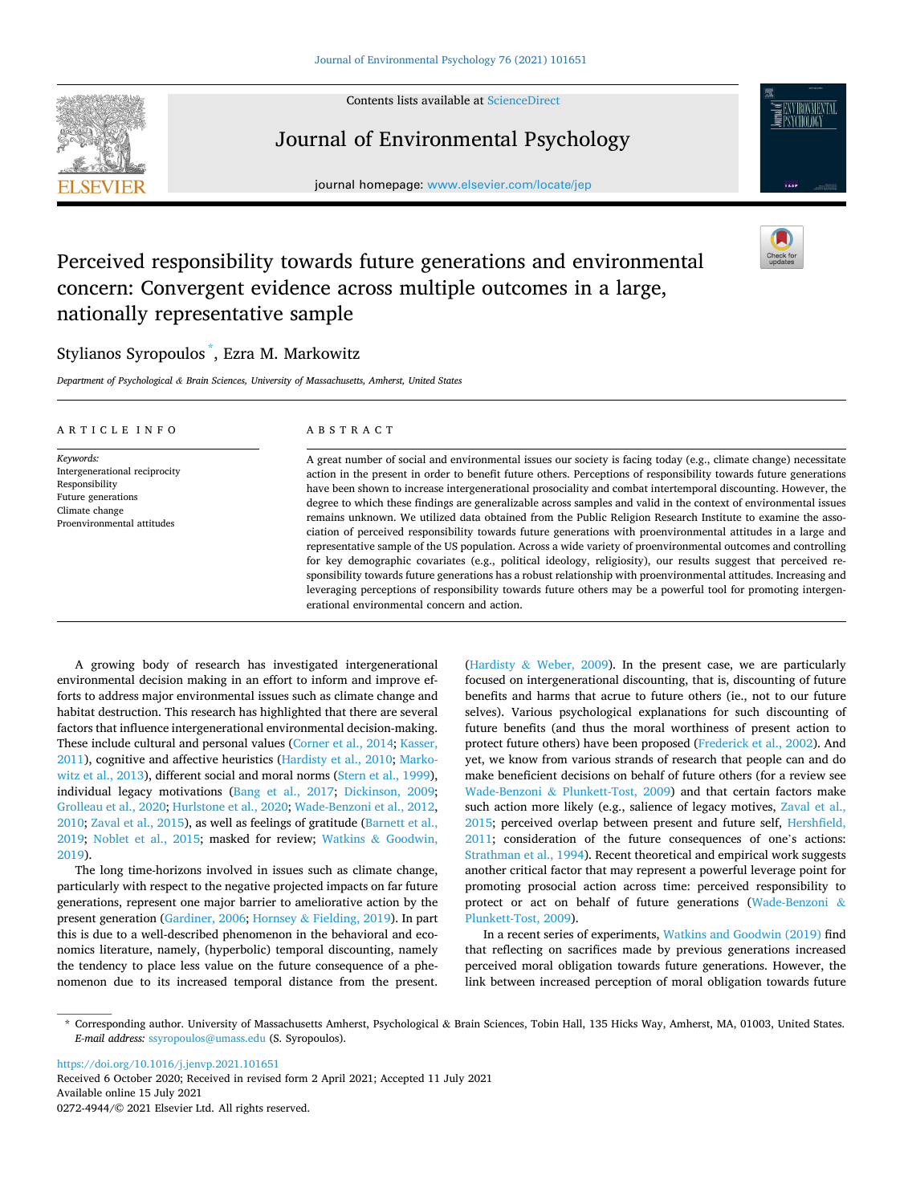# Perceived responsibility towards future generations and environmental concern: Convergent evidence across multiple outcomes in a large, nationally representative sample

Stylianos Syropoulos *, Ezra M. Markowitz

*Department of Psychological & Brain Sciences, University of Massachusetts, Amherst, United States*

## ARTICLE INFO

*Keywords:*
Intergenerational reciprocity
Responsibility
Future generations
Climate change
Proenvironmental attitudes

## ABSTRACT

A great number of social and environmental issues our society is facing today (e.g., climate change) necessitate action in the present in order to benefit future others. Perceptions of responsibility towards future generations have been shown to increase intergenerational prosociality and combat intertemporal discounting. However, the degree to which these findings are generalizable across samples and valid in the context of environmental issues remains unknown. We utilized data obtained from the Public Religion Research Institute to examine the association of perceived responsibility towards future generations with proenvironmental attitudes in a large and representative sample of the US population. Across a wide variety of proenvironmental outcomes and controlling for key demographic covariates (e.g., political ideology, religiosity), our results suggest that perceived responsibility towards future generations has a robust relationship with proenvironmental attitudes. Increasing and leveraging perceptions of responsibility towards future others may be a powerful tool for promoting intergenerational environmental concern and action.

A growing body of research has investigated intergenerational environmental decision making in an effort to inform and improve efforts to address major environmental issues such as climate change and habitat destruction. This research has highlighted that there are several factors that influence intergenerational environmental decision-making. These include cultural and personal values (Corner et al., 2014; Kasser, 2011), cognitive and affective heuristics (Hardisty et al., 2010; Markowitz et al., 2013), different social and moral norms (Stern et al., 1999), individual legacy motivations (Bang et al., 2017; Dickinson, 2009; Grolleau et al., 2020; Hurlstone et al., 2020; Wade-Benzoni et al., 2012, 2010; Zaval et al., 2015), as well as feelings of gratitude (Barnett et al., 2019; Noblet et al., 2015; masked for review; Watkins & Goodwin, 2019).

The long time-horizons involved in issues such as climate change, particularly with respect to the negative projected impacts on far future generations, represent one major barrier to ameliorative action by the present generation (Gardiner, 2006; Hornsey & Fielding, 2019). In part this is due to a well-described phenomenon in the behavioral and economics literature, namely, (hyperbolic) temporal discounting, namely the tendency to place less value on the future consequence of a phenomenon due to its increased temporal distance from the present. (Hardisty & Weber, 2009). In the present case, we are particularly focused on intergenerational discounting, that is, discounting of future benefits and harms that acrue to future others (ie., not to our future selves). Various psychological explanations for such discounting of future benefits (and thus the moral worthiness of present action to protect future others) have been proposed (Frederick et al., 2002). And yet, we know from various strands of research that people can and do make beneficient decisions on behalf of future others (for a review see Wade-Benzoni & Plunkett-Tost, 2009) and that certain factors make such action more likely (e.g., salience of legacy motives, Zaval et al., 2015; perceived overlap between present and future self, Hershfield, 2011; consideration of the future consequences of one's actions: Strathman et al., 1994). Recent theoretical and empirical work suggests another critical factor that may represent a powerful leverage point for promoting prosocial action across time: perceived responsibility to protect or act on behalf of future generations (Wade-Benzoni & Plunkett-Tost, 2009).

In a recent series of experiments, Watkins and Goodwin (2019) find that reflecting on sacrifices made by previous generations increased perceived moral obligation towards future generations. However, the link between increased perception of moral obligation towards future

* Corresponding author. University of Massachusetts Amherst, Psychological & Brain Sciences, Tobin Hall, 135 Hicks Way, Amherst, MA, 01003, United States. *E-mail address:* ssyropoulos@umass.edu (S. Syropoulos).

https://doi.org/10.1016/j.jenvp.2021.101651
Received 6 October 2020; Received in revised form 2 April 2021; Accepted 11 July 2021
Available online 15 July 2021
0272-4944/© 2021 Elsevier Ltd. All rights reserved.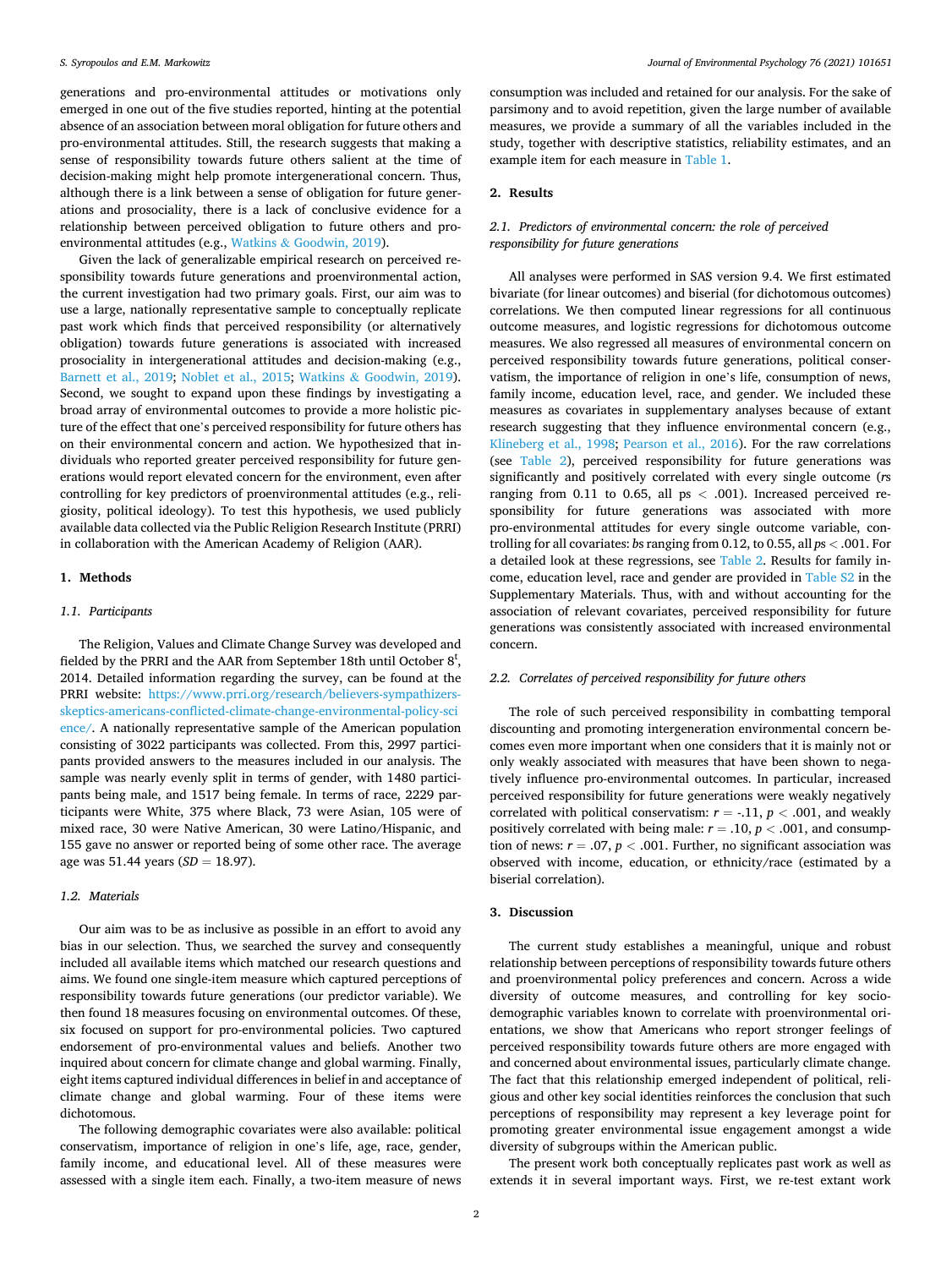generations and pro-environmental attitudes or motivations only emerged in one out of the five studies reported, hinting at the potential absence of an association between moral obligation for future others and pro-environmental attitudes. Still, the research suggests that making a sense of responsibility towards future others salient at the time of decision-making might help promote intergenerational concern. Thus, although there is a link between a sense of obligation for future generations and prosociality, there is a lack of conclusive evidence for a relationship between perceived obligation to future others and pro-environmental attitudes (e.g., Watkins & Goodwin, 2019).

Given the lack of generalizable empirical research on perceived responsibility towards future generations and proenvironmental action, the current investigation had two primary goals. First, our aim was to use a large, nationally representative sample to conceptually replicate past work which finds that perceived responsibility (or alternatively obligation) towards future generations is associated with increased prosociality in intergenerational attitudes and decision-making (e.g., Barnett et al., 2019; Noblet et al., 2015; Watkins & Goodwin, 2019). Second, we sought to expand upon these findings by investigating a broad array of environmental outcomes to provide a more holistic picture of the effect that one's perceived responsibility for future others has on their environmental concern and action. We hypothesized that individuals who reported greater perceived responsibility for future generations would report elevated concern for the environment, even after controlling for key predictors of proenvironmental attitudes (e.g., religiosity, political ideology). To test this hypothesis, we used publicly available data collected via the Public Religion Research Institute (PRRI) in collaboration with the American Academy of Religion (AAR).

## 1. Methods

### 1.1. Participants

The Religion, Values and Climate Change Survey was developed and fielded by the PRRI and the AAR from September 18th until October 8[t], 2014. Detailed information regarding the survey, can be found at the PRRI website: https://www.prri.org/research/believers-sympathizers-skeptics-americans-conflicted-climate-change-environmental-policy-science/. A nationally representative sample of the American population consisting of 3022 participants was collected. From this, 2997 participants provided answers to the measures included in our analysis. The sample was nearly evenly split in terms of gender, with 1480 participants being male, and 1517 being female. In terms of race, 2229 participants were White, 375 where Black, 73 were Asian, 105 were of mixed race, 30 were Native American, 30 were Latino/Hispanic, and 155 gave no answer or reported being of some other race. The average age was 51.44 years ($SD = 18.97$).

### 1.2. Materials

Our aim was to be as inclusive as possible in an effort to avoid any bias in our selection. Thus, we searched the survey and consequently included all available items which matched our research questions and aims. We found one single-item measure which captured perceptions of responsibility towards future generations (our predictor variable). We then found 18 measures focusing on environmental outcomes. Of these, six focused on support for pro-environmental policies. Two captured endorsement of pro-environmental values and beliefs. Another two inquired about concern for climate change and global warming. Finally, eight items captured individual differences in belief in and acceptance of climate change and global warming. Four of these items were dichotomous.

The following demographic covariates were also available: political conservatism, importance of religion in one's life, age, race, gender, family income, and educational level. All of these measures were assessed with a single item each. Finally, a two-item measure of news consumption was included and retained for our analysis. For the sake of parsimony and to avoid repetition, given the large number of available measures, we provide a summary of all the variables included in the study, together with descriptive statistics, reliability estimates, and an example item for each measure in Table 1.

## 2. Results

### 2.1. Predictors of environmental concern: the role of perceived responsibility for future generations

All analyses were performed in SAS version 9.4. We first estimated bivariate (for linear outcomes) and biserial (for dichotomous outcomes) correlations. We then computed linear regressions for all continuous outcome measures, and logistic regressions for dichotomous outcome measures. We also regressed all measures of environmental concern on perceived responsibility towards future generations, political conservatism, the importance of religion in one's life, consumption of news, family income, education level, race, and gender. We included these measures as covariates in supplementary analyses because of extant research suggesting that they influence environmental concern (e.g., Klineberg et al., 1998; Pearson et al., 2016). For the raw correlations (see Table 2), perceived responsibility for future generations was significantly and positively correlated with every single outcome (*r*s ranging from 0.11 to 0.65, all ps $< .001$). Increased perceived responsibility for future generations was associated with more pro-environmental attitudes for every single outcome variable, controlling for all covariates: *b*s ranging from 0.12, to 0.55, all *p*s $< .001$. For a detailed look at these regressions, see Table 2. Results for family income, education level, race and gender are provided in Table S2 in the Supplementary Materials. Thus, with and without accounting for the association of relevant covariates, perceived responsibility for future generations was consistently associated with increased environmental concern.

### 2.2. Correlates of perceived responsibility for future others

The role of such perceived responsibility in combatting temporal discounting and promoting intergeneration environmental concern becomes even more important when one considers that it is mainly not or only weakly associated with measures that have been shown to negatively influence pro-environmental outcomes. In particular, increased perceived responsibility for future generations were weakly negatively correlated with political conservatism: $r = -.11$, $p < .001$, and weakly positively correlated with being male: $r = .10$, $p < .001$, and consumption of news: $r = .07$, $p < .001$. Further, no significant association was observed with income, education, or ethnicity/race (estimated by a biserial correlation).

## 3. Discussion

The current study establishes a meaningful, unique and robust relationship between perceptions of responsibility towards future others and proenvironmental policy preferences and concern. Across a wide diversity of outcome measures, and controlling for key sociodemographic variables known to correlate with proenvironmental orientations, we show that Americans who report stronger feelings of perceived responsibility towards future others are more engaged with and concerned about environmental issues, particularly climate change. The fact that this relationship emerged independent of political, religious and other key social identities reinforces the conclusion that such perceptions of responsibility may represent a key leverage point for promoting greater environmental issue engagement amongst a wide diversity of subgroups within the American public.

The present work both conceptually replicates past work as well as extends it in several important ways. First, we re-test extant work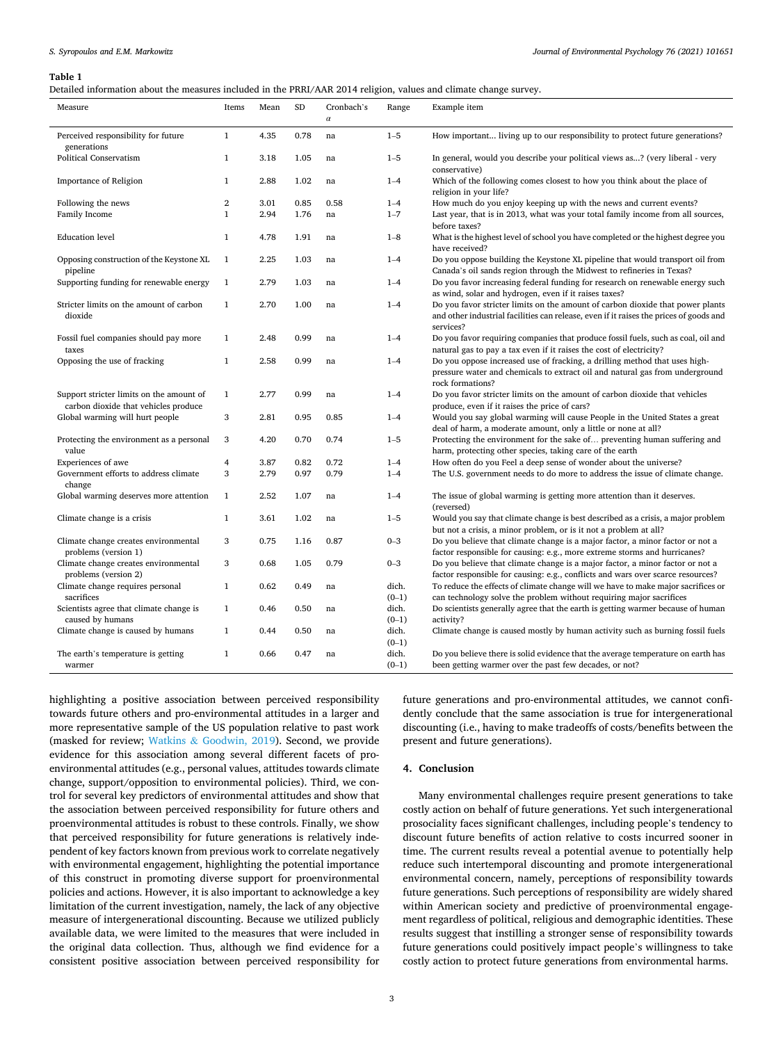**Table 1**

Detailed information about the measures included in the PRRI/AAR 2014 religion, values and climate change survey.

| Measure | Items | Mean | SD | Cronbach's $\alpha$ | Range | Example item |
|---|---|---|---|---|---|---|
| Perceived responsibility for future generations | 1 | 4.35 | 0.78 | na | 1–5 | How important... living up to our responsibility to protect future generations? |
| Political Conservatism | 1 | 3.18 | 1.05 | na | 1–5 | In general, would you describe your political views as...? (very liberal - very conservative) |
| Importance of Religion | 1 | 2.88 | 1.02 | na | 1–4 | Which of the following comes closest to how you think about the place of religion in your life? |
| Following the news | 2 | 3.01 | 0.85 | 0.58 | 1–4 | How much do you enjoy keeping up with the news and current events? |
| Family Income | 1 | 2.94 | 1.76 | na | 1–7 | Last year, that is in 2013, what was your total family income from all sources, before taxes? |
| Education level | 1 | 4.78 | 1.91 | na | 1–8 | What is the highest level of school you have completed or the highest degree you have received? |
| Opposing construction of the Keystone XL pipeline | 1 | 2.25 | 1.03 | na | 1–4 | Do you oppose building the Keystone XL pipeline that would transport oil from Canada's oil sands region through the Midwest to refineries in Texas? |
| Supporting funding for renewable energy | 1 | 2.79 | 1.03 | na | 1–4 | Do you favor increasing federal funding for research on renewable energy such as wind, solar and hydrogen, even if it raises taxes? |
| Stricter limits on the amount of carbon dioxide | 1 | 2.70 | 1.00 | na | 1–4 | Do you favor stricter limits on the amount of carbon dioxide that power plants and other industrial facilities can release, even if it raises the prices of goods and services? |
| Fossil fuel companies should pay more taxes | 1 | 2.48 | 0.99 | na | 1–4 | Do you favor requiring companies that produce fossil fuels, such as coal, oil and natural gas to pay a tax even if it raises the cost of electricity? |
| Opposing the use of fracking | 1 | 2.58 | 0.99 | na | 1–4 | Do you oppose increased use of fracking, a drilling method that uses high-pressure water and chemicals to extract oil and natural gas from underground rock formations? |
| Support stricter limits on the amount of carbon dioxide that vehicles produce | 1 | 2.77 | 0.99 | na | 1–4 | Do you favor stricter limits on the amount of carbon dioxide that vehicles produce, even if it raises the price of cars? |
| Global warming will hurt people | 3 | 2.81 | 0.95 | 0.85 | 1–4 | Would you say global warming will cause People in the United States a great deal of harm, a moderate amount, only a little or none at all? |
| Protecting the environment as a personal value | 3 | 4.20 | 0.70 | 0.74 | 1–5 | Protecting the environment for the sake of… preventing human suffering and harm, protecting other species, taking care of the earth |
| Experiences of awe | 4 | 3.87 | 0.82 | 0.72 | 1–4 | How often do you Feel a deep sense of wonder about the universe? |
| Government efforts to address climate change | 3 | 2.79 | 0.97 | 0.79 | 1–4 | The U.S. government needs to do more to address the issue of climate change. |
| Global warming deserves more attention | 1 | 2.52 | 1.07 | na | 1–4 | The issue of global warming is getting more attention than it deserves. (reversed) |
| Climate change is a crisis | 1 | 3.61 | 1.02 | na | 1–5 | Would you say that climate change is best described as a crisis, a major problem but not a crisis, a minor problem, or is it not a problem at all? |
| Climate change creates environmental problems (version 1) | 3 | 0.75 | 1.16 | 0.87 | 0–3 | Do you believe that climate change is a major factor, a minor factor or not a factor responsible for causing: e.g., more extreme storms and hurricanes? |
| Climate change creates environmental problems (version 2) | 3 | 0.68 | 1.05 | 0.79 | 0–3 | Do you believe that climate change is a major factor, a minor factor or not a factor responsible for causing: e.g., conflicts and wars over scarce resources? |
| Climate change requires personal sacrifices | 1 | 0.62 | 0.49 | na | dich. (0–1) | To reduce the effects of climate change will we have to make major sacrifices or can technology solve the problem without requiring major sacrifices |
| Scientists agree that climate change is caused by humans | 1 | 0.46 | 0.50 | na | dich. (0–1) | Do scientists generally agree that the earth is getting warmer because of human activity? |
| Climate change is caused by humans | 1 | 0.44 | 0.50 | na | dich. (0–1) | Climate change is caused mostly by human activity such as burning fossil fuels |
| The earth's temperature is getting warmer | 1 | 0.66 | 0.47 | na | dich. (0–1) | Do you believe there is solid evidence that the average temperature on earth has been getting warmer over the past few decades, or not? |

highlighting a positive association between perceived responsibility towards future others and pro-environmental attitudes in a larger and more representative sample of the US population relative to past work (masked for review; Watkins & Goodwin, 2019). Second, we provide evidence for this association among several different facets of pro-environmental attitudes (e.g., personal values, attitudes towards climate change, support/opposition to environmental policies). Third, we control for several key predictors of environmental attitudes and show that the association between perceived responsibility for future others and proenvironmental attitudes is robust to these controls. Finally, we show that perceived responsibility for future generations is relatively independent of key factors known from previous work to correlate negatively with environmental engagement, highlighting the potential importance of this construct in promoting diverse support for proenvironmental policies and actions. However, it is also important to acknowledge a key limitation of the current investigation, namely, the lack of any objective measure of intergenerational discounting. Because we utilized publicly available data, we were limited to the measures that were included in the original data collection. Thus, although we find evidence for a consistent positive association between perceived responsibility for future generations and pro-environmental attitudes, we cannot confidently conclude that the same association is true for intergenerational discounting (i.e., having to make tradeoffs of costs/benefits between the present and future generations).

## 4. Conclusion

Many environmental challenges require present generations to take costly action on behalf of future generations. Yet such intergenerational prosociality faces significant challenges, including people's tendency to discount future benefits of action relative to costs incurred sooner in time. The current results reveal a potential avenue to potentially help reduce such intertemporal discounting and promote intergenerational environmental concern, namely, perceptions of responsibility towards future generations. Such perceptions of responsibility are widely shared within American society and predictive of proenvironmental engagement regardless of political, religious and demographic identities. These results suggest that instilling a stronger sense of responsibility towards future generations could positively impact people's willingness to take costly action to protect future generations from environmental harms.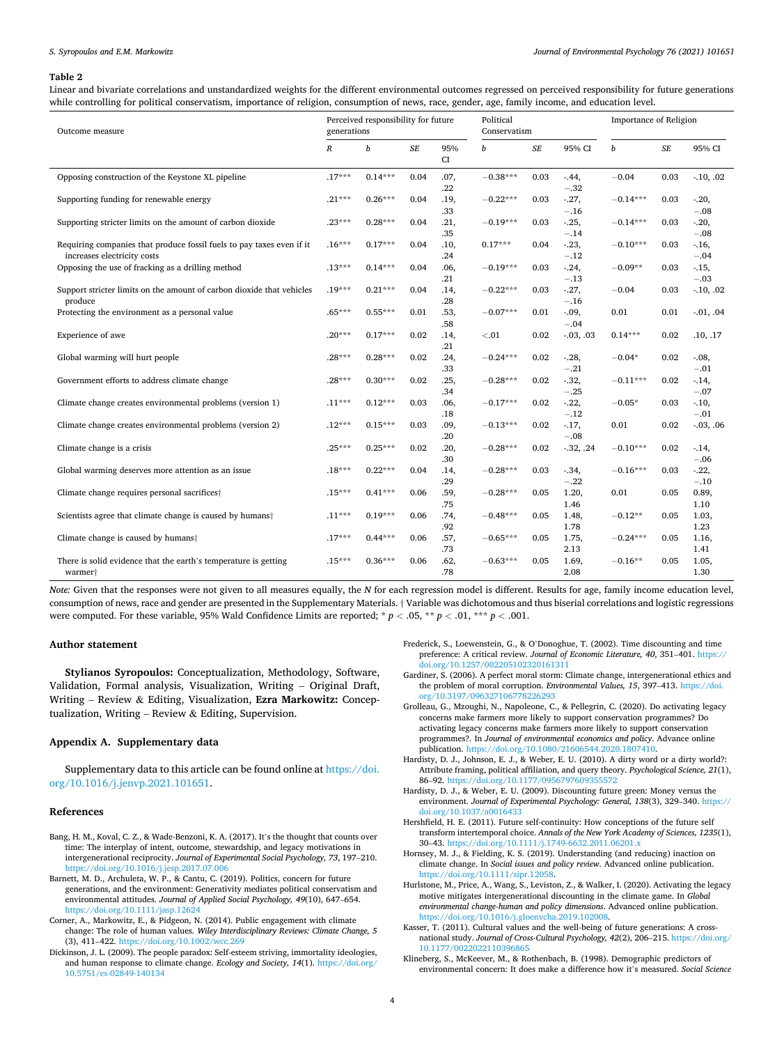**Table 2**

Linear and bivariate correlations and unstandardized weights for the different environmental outcomes regressed on perceived responsibility for future generations while controlling for political conservatism, importance of religion, consumption of news, race, gender, age, family income, and education level.

| Outcome measure | Perceived responsibility for future generations | | | | Political Conservatism | | | Importance of Religion | | |
|---|---|---|---|---|---|---|---|---|---|---|
| | *R* | *b* | *SE* | 95% CI | *b* | *SE* | 95% CI | *b* | *SE* | 95% CI |
| Opposing construction of the Keystone XL pipeline | .17*** | 0.14*** | 0.04 | .07, .22 | −0.38*** | 0.03 | -.44, −.32 | −0.04 | 0.03 | -.10, .02 |
| Supporting funding for renewable energy | .21*** | 0.26*** | 0.04 | .19, .33 | −0.22*** | 0.03 | -.27, −.16 | −0.14*** | 0.03 | -.20, −.08 |
| Supporting stricter limits on the amount of carbon dioxide | .23*** | 0.28*** | 0.04 | .21, .35 | −0.19*** | 0.03 | -.25, −.14 | −0.14*** | 0.03 | -.20, −.08 |
| Requiring companies that produce fossil fuels to pay taxes even if it increases electricity costs | .16*** | 0.17*** | 0.04 | .10, .24 | 0.17*** | 0.04 | -.23, −.12 | −0.10*** | 0.03 | -.16, −.04 |
| Opposing the use of fracking as a drilling method | .13*** | 0.14*** | 0.04 | .06, .21 | −0.19*** | 0.03 | -.24, −.13 | −0.09** | 0.03 | -.15, −.03 |
| Support stricter limits on the amount of carbon dioxide that vehicles produce | .19*** | 0.21*** | 0.04 | .14, .28 | −0.22*** | 0.03 | -.27, −.16 | −0.04 | 0.03 | -.10, .02 |
| Protecting the environment as a personal value | .65*** | 0.55*** | 0.01 | .53, .58 | −0.07*** | 0.01 | -.09, −.04 | 0.01 | 0.01 | -.01, .04 |
| Experience of awe | .20*** | 0.17*** | 0.02 | .14, .21 | <.01 | 0.02 | -.03, .03 | 0.14*** | 0.02 | .10, .17 |
| Global warming will hurt people | .28*** | 0.28*** | 0.02 | .24, .33 | −0.24*** | 0.02 | -.28, −.21 | −0.04* | 0.02 | -.08, −.01 |
| Government efforts to address climate change | .28*** | 0.30*** | 0.02 | .25, .34 | −0.28*** | 0.02 | -.32, −.25 | −0.11*** | 0.02 | -.14, −.07 |
| Climate change creates environmental problems (version 1) | .11*** | 0.12*** | 0.03 | .06, .18 | −0.17*** | 0.02 | -.22, −.12 | −0.05* | 0.03 | -.10, −.01 |
| Climate change creates environmental problems (version 2) | .12*** | 0.15*** | 0.03 | .09, .20 | −0.13*** | 0.02 | -.17, −.08 | 0.01 | 0.02 | -.03, .06 |
| Climate change is a crisis | .25*** | 0.25*** | 0.02 | .20, .30 | −0.28*** | 0.02 | -.32, .24 | −0.10*** | 0.02 | -.14, −.06 |
| Global warming deserves more attention as an issue | .18*** | 0.22*** | 0.04 | .14, .29 | −0.28*** | 0.03 | -.34, −.22 | −0.16*** | 0.03 | -.22, −.10 |
| Climate change requires personal sacrifices† | .15*** | 0.41*** | 0.06 | .59, .75 | −0.28*** | 0.05 | 1.20, 1.46 | 0.01 | 0.05 | 0.89, 1.10 |
| Scientists agree that climate change is caused by humans† | .11*** | 0.19*** | 0.06 | .74, .92 | −0.48*** | 0.05 | 1.48, 1.78 | −0.12** | 0.05 | 1.03, 1.23 |
| Climate change is caused by humans† | .17*** | 0.44*** | 0.06 | .57, .73 | −0.65*** | 0.05 | 1.75, 2.13 | −0.24*** | 0.05 | 1.16, 1.41 |
| There is solid evidence that the earth's temperature is getting warmer† | .15*** | 0.36*** | 0.06 | .62, .78 | −0.63*** | 0.05 | 1.69, 2.08 | −0.16** | 0.05 | 1.05, 1.30 |

*Note:* Given that the responses were not given to all measures equally, the *N* for each regression model is different. Results for age, family income education level, consumption of news, race and gender are presented in the Supplementary Materials. † Variable was dichotomous and thus biserial correlations and logistic regressions were computed. For these variable, 95% Wald Confidence Limits are reported; * $p < .05$, ** $p < .01$, *** $p < .001$.

## Author statement

**Stylianos Syropoulos:** Conceptualization, Methodology, Software, Validation, Formal analysis, Visualization, Writing – Original Draft, Writing – Review & Editing, Visualization, **Ezra Markowitz:** Conceptualization, Writing – Review & Editing, Supervision.

## Appendix A. Supplementary data

Supplementary data to this article can be found online at https://doi.org/10.1016/j.jenvp.2021.101651.

## References

Bang, H. M., Koval, C. Z., & Wade-Benzoni, K. A. (2017). It's the thought that counts over time: The interplay of intent, outcome, stewardship, and legacy motivations in intergenerational reciprocity. *Journal of Experimental Social Psychology, 73*, 197–210. https://doi.org/10.1016/j.jesp.2017.07.006

Barnett, M. D., Archuleta, W. P., & Cantu, C. (2019). Politics, concern for future generations, and the environment: Generativity mediates political conservatism and environmental attitudes. *Journal of Applied Social Psychology, 49*(10), 647–654. https://doi.org/10.1111/jasp.12624

Corner, A., Markowitz, E., & Pidgeon, N. (2014). Public engagement with climate change: The role of human values. *Wiley Interdisciplinary Reviews: Climate Change, 5* (3), 411–422. https://doi.org/10.1002/wcc.269

Dickinson, J. L. (2009). The people paradox: Self-esteem striving, immortality ideologies, and human response to climate change. *Ecology and Society, 14*(1). https://doi.org/10.5751/es-02849-140134

Frederick, S., Loewenstein, G., & O'Donoghue, T. (2002). Time discounting and time preference: A critical review. *Journal of Economic Literature, 40*, 351–401. https://doi.org/10.1257/002205102320161311

Gardiner, S. (2006). A perfect moral storm: Climate change, intergenerational ethics and the problem of moral corruption. *Environmental Values, 15*, 397–413. https://doi.org/10.3197/096327106778226293

Grolleau, G., Mzoughi, N., Napoleone, C., & Pellegrin, C. (2020). Do activating legacy concerns make farmers more likely to support conservation programmes? Do activating legacy concerns make farmers more likely to support conservation programmes?. In *Journal of environmental economics and policy*. Advance online publication. https://doi.org/10.1080/21606544.2020.1807410.

Hardisty, D. J., Johnson, E. J., & Weber, E. U. (2010). A dirty word or a dirty world?: Attribute framing, political affiliation, and query theory. *Psychological Science, 21*(1), 86–92. https://doi.org/10.1177/0956797609355572

Hardisty, D. J., & Weber, E. U. (2009). Discounting future green: Money versus the environment. *Journal of Experimental Psychology: General, 138*(3), 329–340. https://doi.org/10.1037/a0016433

Hershfield, H. E. (2011). Future self-continuity: How conceptions of the future self transform intertemporal choice. *Annals of the New York Academy of Sciences, 1235*(1), 30–43. https://doi.org/10.1111/j.1749-6632.2011.06201.x

Hornsey, M. J., & Fielding, K. S. (2019). Understanding (and reducing) inaction on climate change. In *Social issues and policy review*. Advanced online publication. https://doi.org/10.1111/sipr.12058.

Hurlstone, M., Price, A., Wang, S., Leviston, Z., & Walker, I. (2020). Activating the legacy motive mitigates intergenerational discounting in the climate game. In *Global environmental change-human and policy dimensions*. Advanced online publication. https://doi.org/10.1016/j.gloenvcha.2019.102008.

Kasser, T. (2011). Cultural values and the well-being of future generations: A cross-national study. *Journal of Cross-Cultural Psychology, 42*(2), 206–215. https://doi.org/10.1177/0022022110396865

Klineberg, S., McKeever, M., & Rothenbach, B. (1998). Demographic predictors of environmental concern: It does make a difference how it's measured. *Social Science*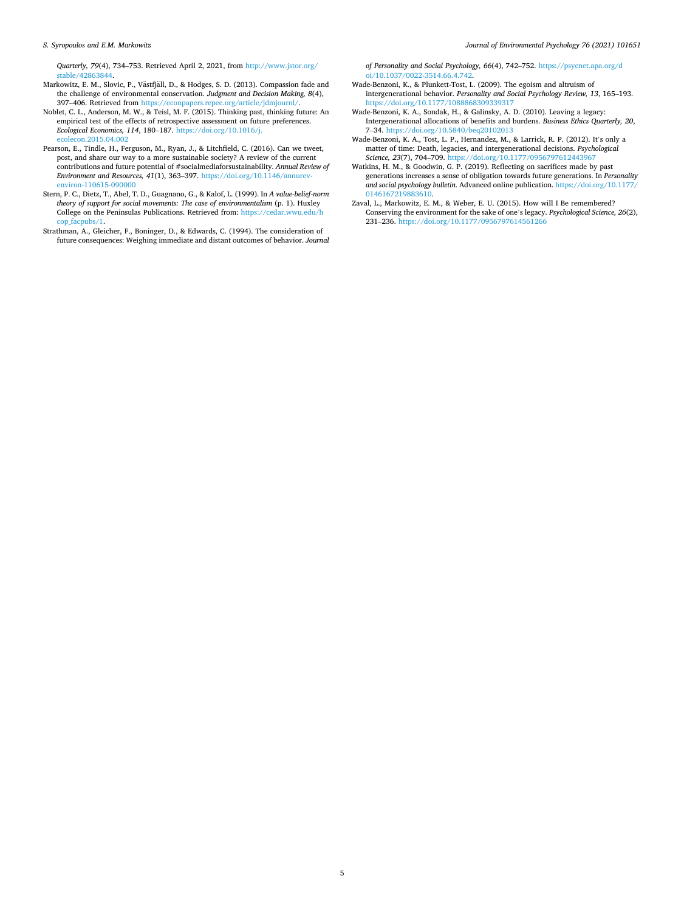*Quarterly, 79*(4), 734–753. Retrieved April 2, 2021, from http://www.jstor.org/stable/42863844.

Markowitz, E. M., Slovic, P., Västfjäll, D., & Hodges, S. D. (2013). Compassion fade and the challenge of environmental conservation. *Judgment and Decision Making, 8*(4), 397–406. Retrieved from https://econpapers.repec.org/article/jdmjournl/.

Noblet, C. L., Anderson, M. W., & Teisl, M. F. (2015). Thinking past, thinking future: An empirical test of the effects of retrospective assessment on future preferences. *Ecological Economics, 114*, 180–187. https://doi.org/10.1016/j.ecolecon.2015.04.002

Pearson, E., Tindle, H., Ferguson, M., Ryan, J., & Litchfield, C. (2016). Can we tweet, post, and share our way to a more sustainable society? A review of the current contributions and future potential of #socialmediaforsustainability. *Annual Review of Environment and Resources, 41*(1), 363–397. https://doi.org/10.1146/annurev-environ-110615-090000

Stern, P. C., Dietz, T., Abel, T. D., Guagnano, G., & Kalof, L. (1999). In *A value-belief-norm theory of support for social movements: The case of environmentalism* (p. 1). Huxley College on the Peninsulas Publications. Retrieved from: https://cedar.wwu.edu/hcop_facpubs/1.

Strathman, A., Gleicher, F., Boninger, D., & Edwards, C. (1994). The consideration of future consequences: Weighing immediate and distant outcomes of behavior. *Journal of Personality and Social Psychology, 66*(4), 742–752. https://psycnet.apa.org/doi/10.1037/0022-3514.66.4.742.

Wade-Benzoni, K., & Plunkett-Tost, L. (2009). The egoism and altruism of intergenerational behavior. *Personality and Social Psychology Review, 13*, 165–193. https://doi.org/10.1177/1088868309339317

Wade-Benzoni, K. A., Sondak, H., & Galinsky, A. D. (2010). Leaving a legacy: Intergenerational allocations of benefits and burdens. *Business Ethics Quarterly, 20*, 7–34. https://doi.org/10.5840/beq20102013

Wade-Benzoni, K. A., Tost, L. P., Hernandez, M., & Larrick, R. P. (2012). It's only a matter of time: Death, legacies, and intergenerational decisions. *Psychological Science, 23*(7), 704–709. https://doi.org/10.1177/0956797612443967

Watkins, H. M., & Goodwin, G. P. (2019). Reflecting on sacrifices made by past generations increases a sense of obligation towards future generations. In *Personality and social psychology bulletin*. Advanced online publication. https://doi.org/10.1177/0146167219883610.

Zaval, L., Markowitz, E. M., & Weber, E. U. (2015). How will I Be remembered? Conserving the environment for the sake of one's legacy. *Psychological Science, 26*(2), 231–236. https://doi.org/10.1177/0956797614561266